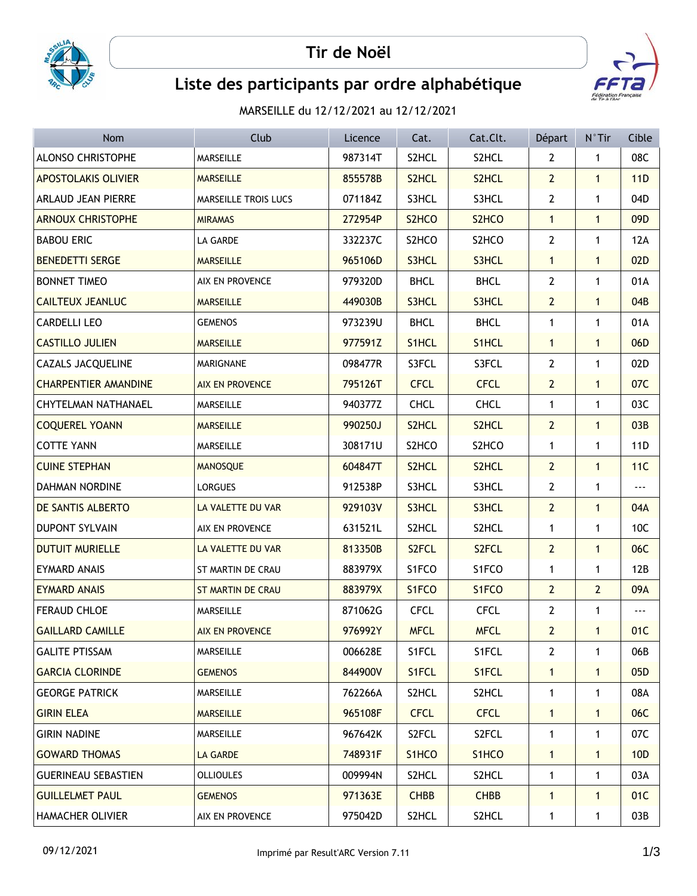# Tir de Noël

## Liste des participants par ordre alphabétique

MARSEILLE du 12/12/2021 au 12/12/2021

| Nom | Club | Licence | Cat. | Cat.Clt. | Départ | N°Tir | Cible |
|---|---|---|---|---|---|---|---|
| ALONSO CHRISTOPHE | MARSEILLE | 987314T | S2HCL | S2HCL | 2 | 1 | 08C |
| APOSTOLAKIS OLIVIER | MARSEILLE | 855578B | S2HCL | S2HCL | 2 | 1 | 11D |
| ARLAUD JEAN PIERRE | MARSEILLE TROIS LUCS | 071184Z | S3HCL | S3HCL | 2 | 1 | 04D |
| ARNOUX CHRISTOPHE | MIRAMAS | 272954P | S2HCO | S2HCO | 1 | 1 | 09D |
| BABOU ERIC | LA GARDE | 332237C | S2HCO | S2HCO | 2 | 1 | 12A |
| BENEDETTI SERGE | MARSEILLE | 965106D | S3HCL | S3HCL | 1 | 1 | 02D |
| BONNET TIMEO | AIX EN PROVENCE | 979320D | BHCL | BHCL | 2 | 1 | 01A |
| CAILTEUX JEANLUC | MARSEILLE | 449030B | S3HCL | S3HCL | 2 | 1 | 04B |
| CARDELLI LEO | GEMENOS | 973239U | BHCL | BHCL | 1 | 1 | 01A |
| CASTILLO JULIEN | MARSEILLE | 977591Z | S1HCL | S1HCL | 1 | 1 | 06D |
| CAZALS JACQUELINE | MARIGNANE | 098477R | S3FCL | S3FCL | 2 | 1 | 02D |
| CHARPENTIER AMANDINE | AIX EN PROVENCE | 795126T | CFCL | CFCL | 2 | 1 | 07C |
| CHYTELMAN NATHANAEL | MARSEILLE | 940377Z | CHCL | CHCL | 1 | 1 | 03C |
| COQUEREL YOANN | MARSEILLE | 990250J | S2HCL | S2HCL | 2 | 1 | 03B |
| COTTE YANN | MARSEILLE | 308171U | S2HCO | S2HCO | 1 | 1 | 11D |
| CUINE STEPHAN | MANOSQUE | 604847T | S2HCL | S2HCL | 2 | 1 | 11C |
| DAHMAN NORDINE | LORGUES | 912538P | S3HCL | S3HCL | 2 | 1 | --- |
| DE SANTIS ALBERTO | LA VALETTE DU VAR | 929103V | S3HCL | S3HCL | 2 | 1 | 04A |
| DUPONT SYLVAIN | AIX EN PROVENCE | 631521L | S2HCL | S2HCL | 1 | 1 | 10C |
| DUTUIT MURIELLE | LA VALETTE DU VAR | 813350B | S2FCL | S2FCL | 2 | 1 | 06C |
| EYMARD ANAIS | ST MARTIN DE CRAU | 883979X | S1FCO | S1FCO | 1 | 1 | 12B |
| EYMARD ANAIS | ST MARTIN DE CRAU | 883979X | S1FCO | S1FCO | 2 | 2 | 09A |
| FERAUD CHLOE | MARSEILLE | 871062G | CFCL | CFCL | 2 | 1 | --- |
| GAILLARD CAMILLE | AIX EN PROVENCE | 976992Y | MFCL | MFCL | 2 | 1 | 01C |
| GALITE PTISSAM | MARSEILLE | 006628E | S1FCL | S1FCL | 2 | 1 | 06B |
| GARCIA CLORINDE | GEMENOS | 844900V | S1FCL | S1FCL | 1 | 1 | 05D |
| GEORGE PATRICK | MARSEILLE | 762266A | S2HCL | S2HCL | 1 | 1 | 08A |
| GIRIN ELEA | MARSEILLE | 965108F | CFCL | CFCL | 1 | 1 | 06C |
| GIRIN NADINE | MARSEILLE | 967642K | S2FCL | S2FCL | 1 | 1 | 07C |
| GOWARD THOMAS | LA GARDE | 748931F | S1HCO | S1HCO | 1 | 1 | 10D |
| GUERINEAU SEBASTIEN | OLLIOULES | 009994N | S2HCL | S2HCL | 1 | 1 | 03A |
| GUILLELMET PAUL | GEMENOS | 971363E | CHBB | CHBB | 1 | 1 | 01C |
| HAMACHER OLIVIER | AIX EN PROVENCE | 975042D | S2HCL | S2HCL | 1 | 1 | 03B |

09/12/2021 Imprimé par Result'ARC Version 7.11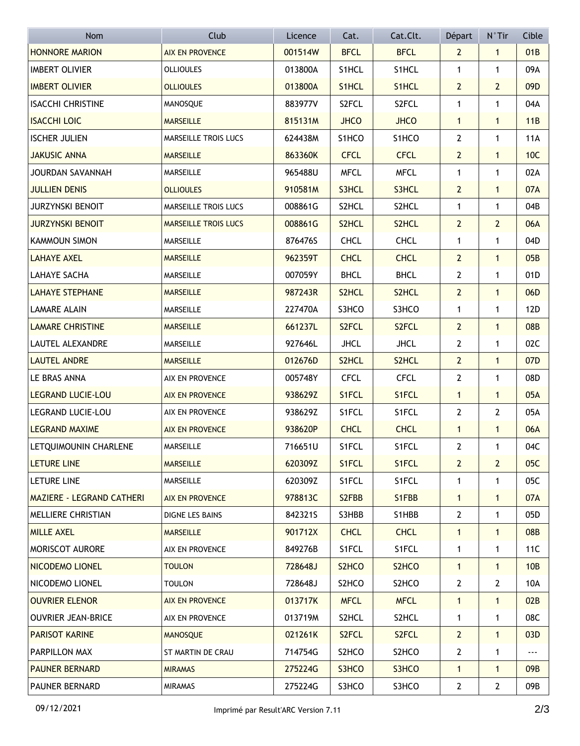| Nom | Club | Licence | Cat. | Cat.Clt. | Départ | N°Tir | Cible |
|---|---|---|---|---|---|---|---|
| HONNORE MARION | AIX EN PROVENCE | 001514W | BFCL | BFCL | 2 | 1 | 01B |
| IMBERT OLIVIER | OLLIOULES | 013800A | S1HCL | S1HCL | 1 | 1 | 09A |
| IMBERT OLIVIER | OLLIOULES | 013800A | S1HCL | S1HCL | 2 | 2 | 09D |
| ISACCHI CHRISTINE | MANOSQUE | 883977V | S2FCL | S2FCL | 1 | 1 | 04A |
| ISACCHI LOIC | MARSEILLE | 815131M | JHCO | JHCO | 1 | 1 | 11B |
| ISCHER JULIEN | MARSEILLE TROIS LUCS | 624438M | S1HCO | S1HCO | 2 | 1 | 11A |
| JAKUSIC ANNA | MARSEILLE | 863360K | CFCL | CFCL | 2 | 1 | 10C |
| JOURDAN SAVANNAH | MARSEILLE | 965488U | MFCL | MFCL | 1 | 1 | 02A |
| JULLIEN DENIS | OLLIOULES | 910581M | S3HCL | S3HCL | 2 | 1 | 07A |
| JURZYNSKI BENOIT | MARSEILLE TROIS LUCS | 008861G | S2HCL | S2HCL | 1 | 1 | 04B |
| JURZYNSKI BENOIT | MARSEILLE TROIS LUCS | 008861G | S2HCL | S2HCL | 2 | 2 | 06A |
| KAMMOUN SIMON | MARSEILLE | 876476S | CHCL | CHCL | 1 | 1 | 04D |
| LAHAYE AXEL | MARSEILLE | 962359T | CHCL | CHCL | 2 | 1 | 05B |
| LAHAYE SACHA | MARSEILLE | 007059Y | BHCL | BHCL | 2 | 1 | 01D |
| LAHAYE STEPHANE | MARSEILLE | 987243R | S2HCL | S2HCL | 2 | 1 | 06D |
| LAMARE ALAIN | MARSEILLE | 227470A | S3HCO | S3HCO | 1 | 1 | 12D |
| LAMARE CHRISTINE | MARSEILLE | 661237L | S2FCL | S2FCL | 2 | 1 | 08B |
| LAUTEL ALEXANDRE | MARSEILLE | 927646L | JHCL | JHCL | 2 | 1 | 02C |
| LAUTEL ANDRE | MARSEILLE | 012676D | S2HCL | S2HCL | 2 | 1 | 07D |
| LE BRAS ANNA | AIX EN PROVENCE | 005748Y | CFCL | CFCL | 2 | 1 | 08D |
| LEGRAND LUCIE-LOU | AIX EN PROVENCE | 938629Z | S1FCL | S1FCL | 1 | 1 | 05A |
| LEGRAND LUCIE-LOU | AIX EN PROVENCE | 938629Z | S1FCL | S1FCL | 2 | 2 | 05A |
| LEGRAND MAXIME | AIX EN PROVENCE | 938620P | CHCL | CHCL | 1 | 1 | 06A |
| LETQUIMOUNIN CHARLENE | MARSEILLE | 716651U | S1FCL | S1FCL | 2 | 1 | 04C |
| LETURE LINE | MARSEILLE | 620309Z | S1FCL | S1FCL | 2 | 2 | 05C |
| LETURE LINE | MARSEILLE | 620309Z | S1FCL | S1FCL | 1 | 1 | 05C |
| MAZIERE - LEGRAND CATHERI | AIX EN PROVENCE | 978813C | S2FBB | S1FBB | 1 | 1 | 07A |
| MELLIERE CHRISTIAN | DIGNE LES BAINS | 842321S | S3HBB | S1HBB | 2 | 1 | 05D |
| MILLE AXEL | MARSEILLE | 901712X | CHCL | CHCL | 1 | 1 | 08B |
| MORISCOT AURORE | AIX EN PROVENCE | 849276B | S1FCL | S1FCL | 1 | 1 | 11C |
| NICODEMO LIONEL | TOULON | 728648J | S2HCO | S2HCO | 1 | 1 | 10B |
| NICODEMO LIONEL | TOULON | 728648J | S2HCO | S2HCO | 2 | 2 | 10A |
| OUVRIER ELENOR | AIX EN PROVENCE | 013717K | MFCL | MFCL | 1 | 1 | 02B |
| OUVRIER JEAN-BRICE | AIX EN PROVENCE | 013719M | S2HCL | S2HCL | 1 | 1 | 08C |
| PARISOT KARINE | MANOSQUE | 021261K | S2FCL | S2FCL | 2 | 1 | 03D |
| PARPILLON MAX | ST MARTIN DE CRAU | 714754G | S2HCO | S2HCO | 2 | 1 | --- |
| PAUNER BERNARD | MIRAMAS | 275224G | S3HCO | S3HCO | 1 | 1 | 09B |
| PAUNER BERNARD | MIRAMAS | 275224G | S3HCO | S3HCO | 2 | 2 | 09B |

09/12/2021 Imprimé par Result'ARC Version 7.11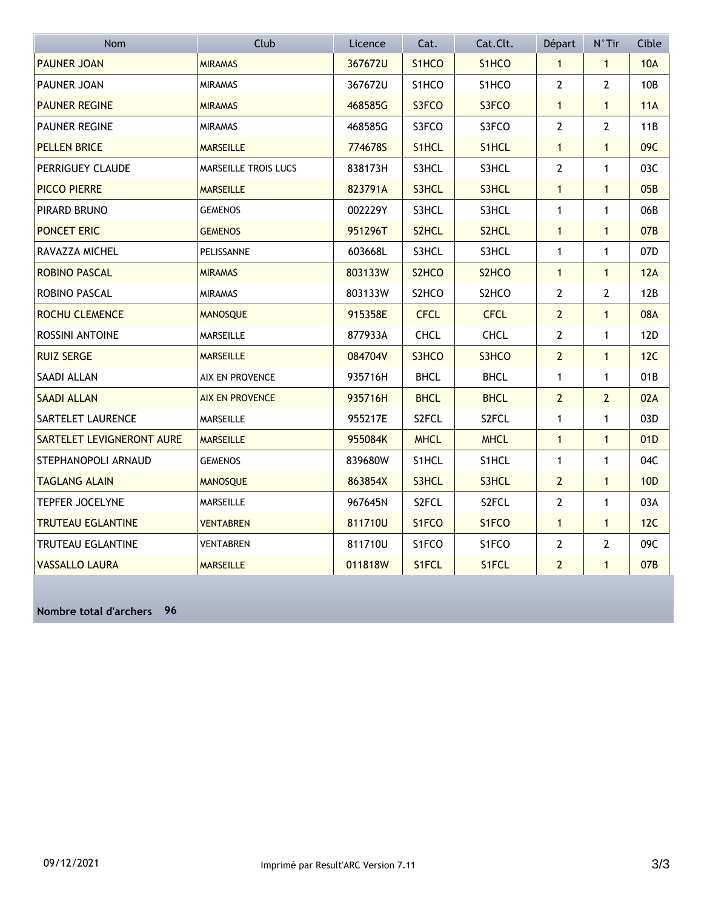| Nom | Club | Licence | Cat. | Cat.Clt. | Départ | N°Tir | Cible |
|---|---|---|---|---|---|---|---|
| PAUNER JOAN | MIRAMAS | 367672U | S1HCO | S1HCO | 1 | 1 | 10A |
| PAUNER JOAN | MIRAMAS | 367672U | S1HCO | S1HCO | 2 | 2 | 10B |
| PAUNER REGINE | MIRAMAS | 468585G | S3FCO | S3FCO | 1 | 1 | 11A |
| PAUNER REGINE | MIRAMAS | 468585G | S3FCO | S3FCO | 2 | 2 | 11B |
| PELLEN BRICE | MARSEILLE | 774678S | S1HCL | S1HCL | 1 | 1 | 09C |
| PERRIGUEY CLAUDE | MARSEILLE TROIS LUCS | 838173H | S3HCL | S3HCL | 2 | 1 | 03C |
| PICCO PIERRE | MARSEILLE | 823791A | S3HCL | S3HCL | 1 | 1 | 05B |
| PIRARD BRUNO | GEMENOS | 002229Y | S3HCL | S3HCL | 1 | 1 | 06B |
| PONCET ERIC | GEMENOS | 951296T | S2HCL | S2HCL | 1 | 1 | 07B |
| RAVAZZA MICHEL | PELISSANNE | 603668L | S3HCL | S3HCL | 1 | 1 | 07D |
| ROBINO PASCAL | MIRAMAS | 803133W | S2HCO | S2HCO | 1 | 1 | 12A |
| ROBINO PASCAL | MIRAMAS | 803133W | S2HCO | S2HCO | 2 | 2 | 12B |
| ROCHU CLEMENCE | MANOSQUE | 915358E | CFCL | CFCL | 2 | 1 | 08A |
| ROSSINI ANTOINE | MARSEILLE | 877933A | CHCL | CHCL | 2 | 1 | 12D |
| RUIZ SERGE | MARSEILLE | 084704V | S3HCO | S3HCO | 2 | 1 | 12C |
| SAADI ALLAN | AIX EN PROVENCE | 935716H | BHCL | BHCL | 1 | 1 | 01B |
| SAADI ALLAN | AIX EN PROVENCE | 935716H | BHCL | BHCL | 2 | 2 | 02A |
| SARTELET LAURENCE | MARSEILLE | 955217E | S2FCL | S2FCL | 1 | 1 | 03D |
| SARTELET LEVIGNERONT AURE | MARSEILLE | 955084K | MHCL | MHCL | 1 | 1 | 01D |
| STEPHANOPOLI ARNAUD | GEMENOS | 839680W | S1HCL | S1HCL | 1 | 1 | 04C |
| TAGLANG ALAIN | MANOSQUE | 863854X | S3HCL | S3HCL | 2 | 1 | 10D |
| TEPFER JOCELYNE | MARSEILLE | 967645N | S2FCL | S2FCL | 2 | 1 | 03A |
| TRUTEAU EGLANTINE | VENTABREN | 811710U | S1FCO | S1FCO | 1 | 1 | 12C |
| TRUTEAU EGLANTINE | VENTABREN | 811710U | S1FCO | S1FCO | 2 | 2 | 09C |
| VASSALLO LAURA | MARSEILLE | 011818W | S1FCL | S1FCL | 2 | 1 | 07B |

**Nombre total d'archers 96**

09/12/2021 Imprimé par Result'ARC Version 7.11